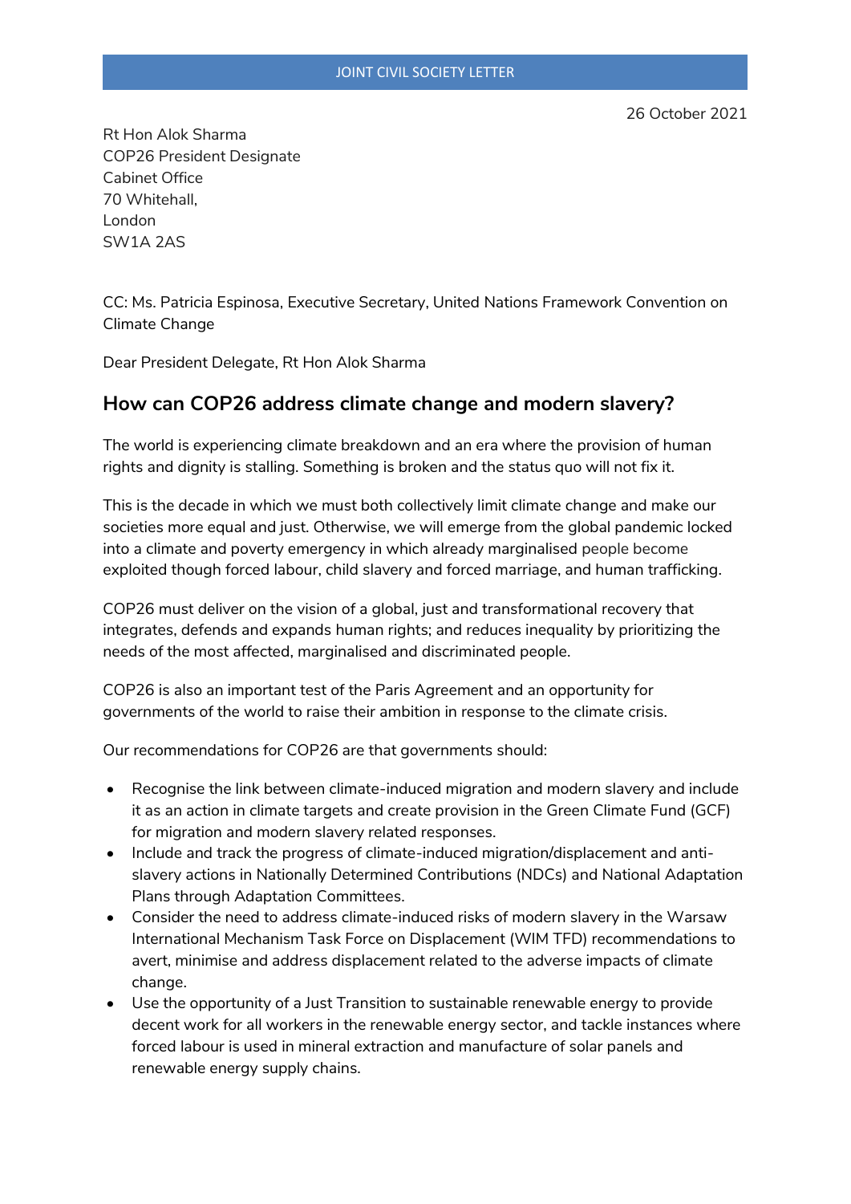JOINT CIVIL SOCIETY LETTER

26 October 2021

Rt Hon Alok Sharma
COP26 President Designate
Cabinet Office
70 Whitehall,
London
SW1A 2AS

CC: Ms. Patricia Espinosa, Executive Secretary, United Nations Framework Convention on Climate Change

Dear President Delegate, Rt Hon Alok Sharma

## How can COP26 address climate change and modern slavery?

The world is experiencing climate breakdown and an era where the provision of human rights and dignity is stalling. Something is broken and the status quo will not fix it.

This is the decade in which we must both collectively limit climate change and make our societies more equal and just. Otherwise, we will emerge from the global pandemic locked into a climate and poverty emergency in which already marginalised people become exploited though forced labour, child slavery and forced marriage, and human trafficking.

COP26 must deliver on the vision of a global, just and transformational recovery that integrates, defends and expands human rights; and reduces inequality by prioritizing the needs of the most affected, marginalised and discriminated people.

COP26 is also an important test of the Paris Agreement and an opportunity for governments of the world to raise their ambition in response to the climate crisis.

Our recommendations for COP26 are that governments should:

- Recognise the link between climate-induced migration and modern slavery and include it as an action in climate targets and create provision in the Green Climate Fund (GCF) for migration and modern slavery related responses.
- Include and track the progress of climate-induced migration/displacement and anti-slavery actions in Nationally Determined Contributions (NDCs) and National Adaptation Plans through Adaptation Committees.
- Consider the need to address climate-induced risks of modern slavery in the Warsaw International Mechanism Task Force on Displacement (WIM TFD) recommendations to avert, minimise and address displacement related to the adverse impacts of climate change.
- Use the opportunity of a Just Transition to sustainable renewable energy to provide decent work for all workers in the renewable energy sector, and tackle instances where forced labour is used in mineral extraction and manufacture of solar panels and renewable energy supply chains.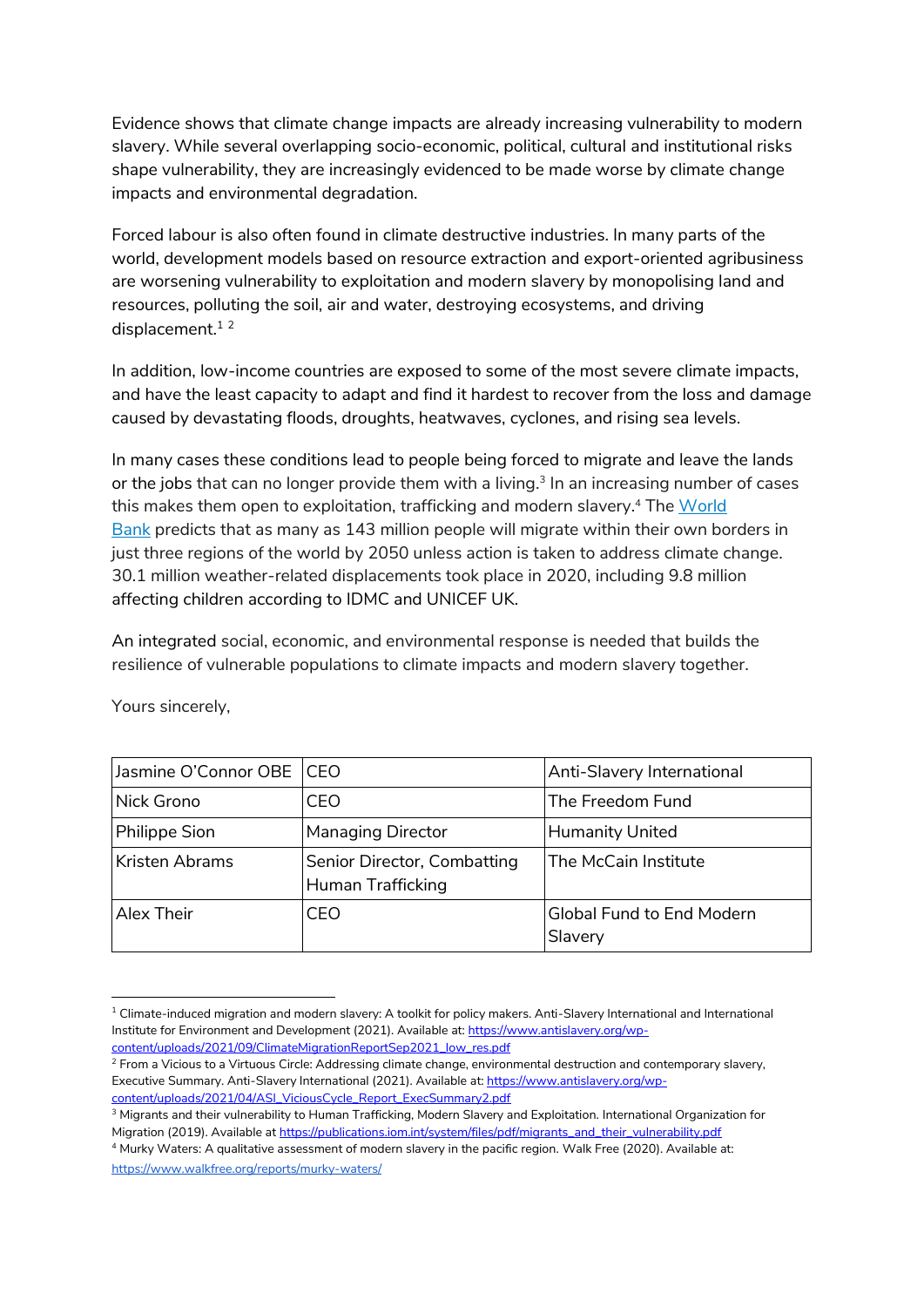Evidence shows that climate change impacts are already increasing vulnerability to modern slavery. While several overlapping socio-economic, political, cultural and institutional risks shape vulnerability, they are increasingly evidenced to be made worse by climate change impacts and environmental degradation.

Forced labour is also often found in climate destructive industries. In many parts of the world, development models based on resource extraction and export-oriented agribusiness are worsening vulnerability to exploitation and modern slavery by monopolising land and resources, polluting the soil, air and water, destroying ecosystems, and driving displacement.[1] [2]

In addition, low-income countries are exposed to some of the most severe climate impacts, and have the least capacity to adapt and find it hardest to recover from the loss and damage caused by devastating floods, droughts, heatwaves, cyclones, and rising sea levels.

In many cases these conditions lead to people being forced to migrate and leave the lands or the jobs that can no longer provide them with a living.[3] In an increasing number of cases this makes them open to exploitation, trafficking and modern slavery.[4] The World Bank predicts that as many as 143 million people will migrate within their own borders in just three regions of the world by 2050 unless action is taken to address climate change. 30.1 million weather-related displacements took place in 2020, including 9.8 million affecting children according to IDMC and UNICEF UK.

An integrated social, economic, and environmental response is needed that builds the resilience of vulnerable populations to climate impacts and modern slavery together.

Yours sincerely,

| | | |
|---|---|---|
| Jasmine O'Connor OBE | CEO | Anti-Slavery International |
| Nick Grono | CEO | The Freedom Fund |
| Philippe Sion | Managing Director | Humanity United |
| Kristen Abrams | Senior Director, Combatting Human Trafficking | The McCain Institute |
| Alex Their | CEO | Global Fund to End Modern Slavery |

---

[1] Climate-induced migration and modern slavery: A toolkit for policy makers. Anti-Slavery International and International Institute for Environment and Development (2021). Available at: https://www.antislavery.org/wp-content/uploads/2021/09/ClimateMigrationReportSep2021_low_res.pdf

[2] From a Vicious to a Virtuous Circle: Addressing climate change, environmental destruction and contemporary slavery, Executive Summary. Anti-Slavery International (2021). Available at: https://www.antislavery.org/wp-content/uploads/2021/04/ASI_ViciousCycle_Report_ExecSummary2.pdf

[3] Migrants and their vulnerability to Human Trafficking, Modern Slavery and Exploitation. International Organization for Migration (2019). Available at https://publications.iom.int/system/files/pdf/migrants_and_their_vulnerability.pdf

[4] Murky Waters: A qualitative assessment of modern slavery in the pacific region. Walk Free (2020). Available at: https://www.walkfree.org/reports/murky-waters/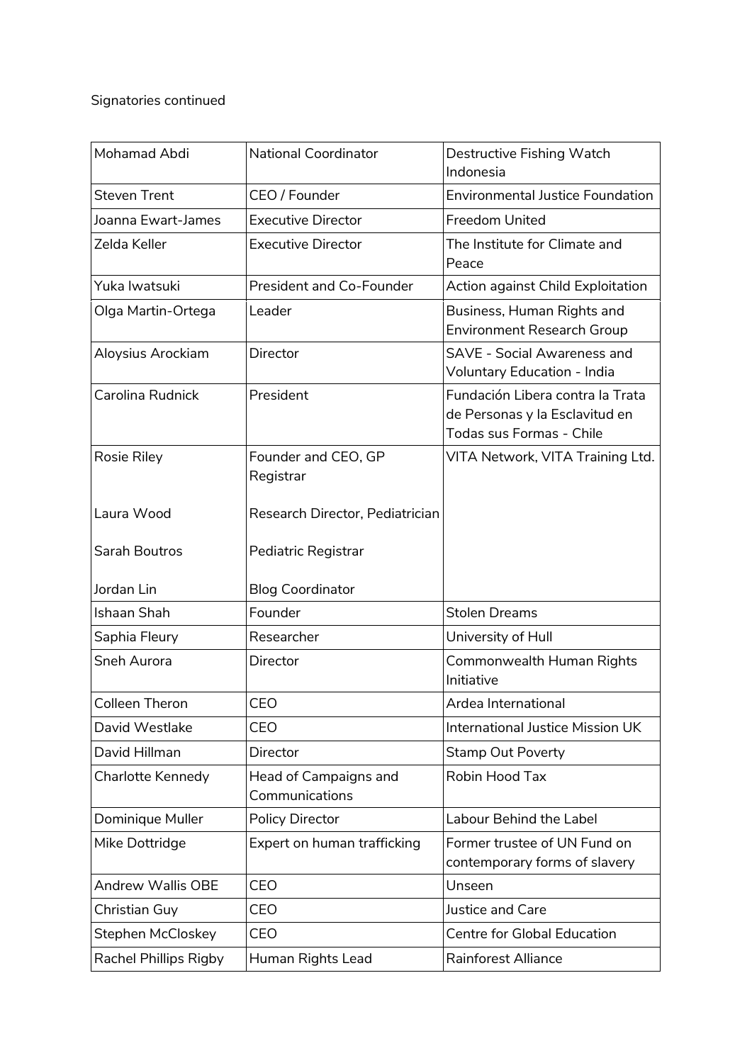Signatories continued

| Mohamad Abdi | National Coordinator | Destructive Fishing Watch Indonesia |
|---|---|---|
| Steven Trent | CEO / Founder | Environmental Justice Foundation |
| Joanna Ewart-James | Executive Director | Freedom United |
| Zelda Keller | Executive Director | The Institute for Climate and Peace |
| Yuka Iwatsuki | President and Co-Founder | Action against Child Exploitation |
| Olga Martin-Ortega | Leader | Business, Human Rights and Environment Research Group |
| Aloysius Arockiam | Director | SAVE - Social Awareness and Voluntary Education - India |
| Carolina Rudnick | President | Fundación Libera contra la Trata de Personas y la Esclavitud en Todas sus Formas - Chile |
| Rosie Riley<br><br>Laura Wood<br><br>Sarah Boutros<br><br>Jordan Lin | Founder and CEO, GP Registrar<br><br>Research Director, Pediatrician<br><br>Pediatric Registrar<br><br>Blog Coordinator | VITA Network, VITA Training Ltd. |
| Ishaan Shah | Founder | Stolen Dreams |
| Saphia Fleury | Researcher | University of Hull |
| Sneh Aurora | Director | Commonwealth Human Rights Initiative |
| Colleen Theron | CEO | Ardea International |
| David Westlake | CEO | International Justice Mission UK |
| David Hillman | Director | Stamp Out Poverty |
| Charlotte Kennedy | Head of Campaigns and Communications | Robin Hood Tax |
| Dominique Muller | Policy Director | Labour Behind the Label |
| Mike Dottridge | Expert on human trafficking | Former trustee of UN Fund on contemporary forms of slavery |
| Andrew Wallis OBE | CEO | Unseen |
| Christian Guy | CEO | Justice and Care |
| Stephen McCloskey | CEO | Centre for Global Education |
| Rachel Phillips Rigby | Human Rights Lead | Rainforest Alliance |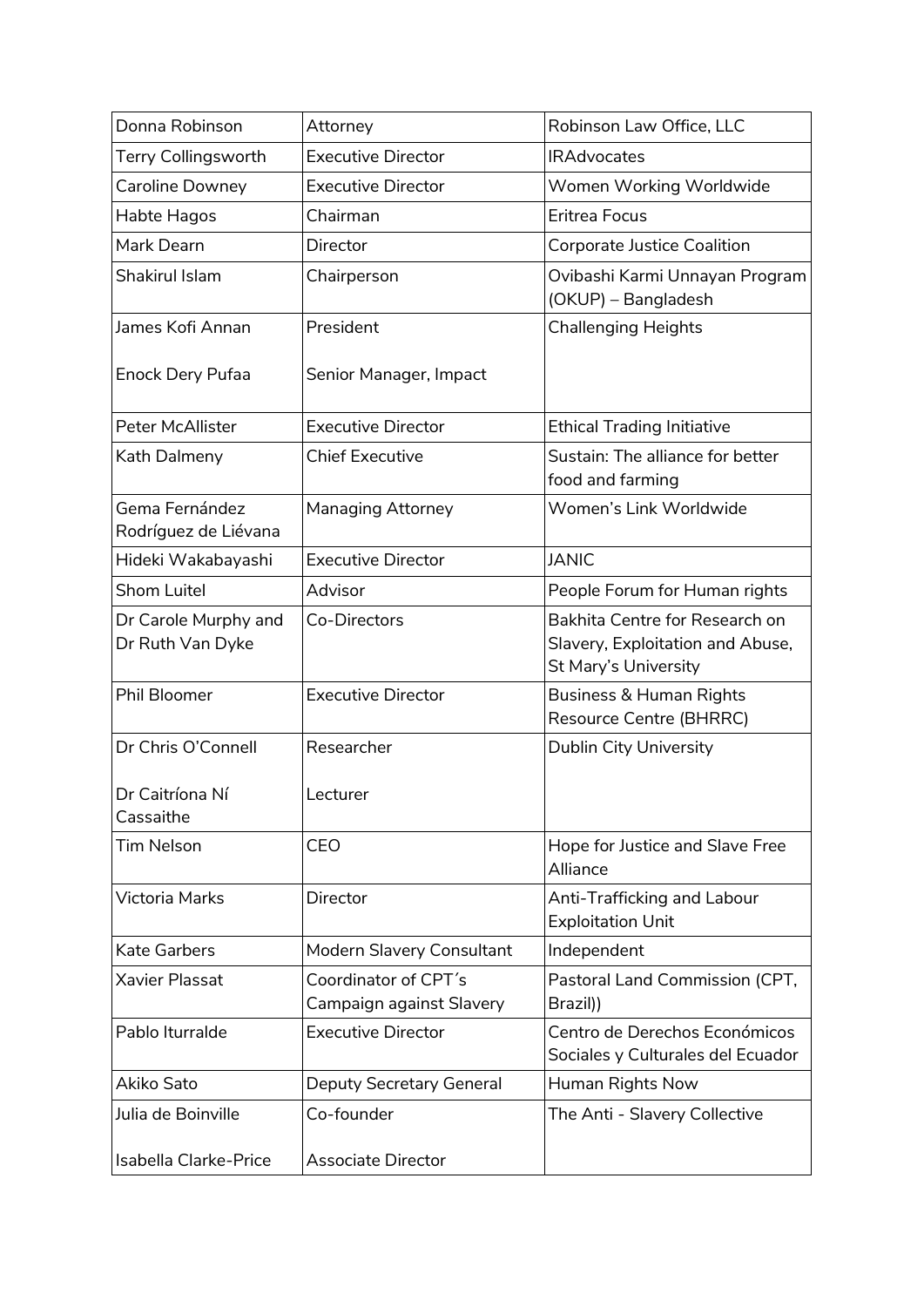| Donna Robinson | Attorney | Robinson Law Office, LLC |
|---|---|---|
| Terry Collingsworth | Executive Director | IRAdvocates |
| Caroline Downey | Executive Director | Women Working Worldwide |
| Habte Hagos | Chairman | Eritrea Focus |
| Mark Dearn | Director | Corporate Justice Coalition |
| Shakirul Islam | Chairperson | Ovibashi Karmi Unnayan Program (OKUP) – Bangladesh |
| James Kofi Annan<br><br>Enock Dery Pufaa | President<br><br>Senior Manager, Impact | Challenging Heights |
| Peter McAllister | Executive Director | Ethical Trading Initiative |
| Kath Dalmeny | Chief Executive | Sustain: The alliance for better food and farming |
| Gema Fernández Rodríguez de Liévana | Managing Attorney | Women's Link Worldwide |
| Hideki Wakabayashi | Executive Director | JANIC |
| Shom Luitel | Advisor | People Forum for Human rights |
| Dr Carole Murphy and Dr Ruth Van Dyke | Co-Directors | Bakhita Centre for Research on Slavery, Exploitation and Abuse, St Mary's University |
| Phil Bloomer | Executive Director | Business & Human Rights Resource Centre (BHRRC) |
| Dr Chris O'Connell<br><br>Dr Caitríona Ní Cassaithe | Researcher<br><br>Lecturer | Dublin City University |
| Tim Nelson | CEO | Hope for Justice and Slave Free Alliance |
| Victoria Marks | Director | Anti-Trafficking and Labour Exploitation Unit |
| Kate Garbers | Modern Slavery Consultant | Independent |
| Xavier Plassat | Coordinator of CPT´s Campaign against Slavery | Pastoral Land Commission (CPT, Brazil)) |
| Pablo Iturralde | Executive Director | Centro de Derechos Económicos Sociales y Culturales del Ecuador |
| Akiko Sato | Deputy Secretary General | Human Rights Now |
| Julia de Boinville<br><br>Isabella Clarke-Price | Co-founder<br><br>Associate Director | The Anti - Slavery Collective |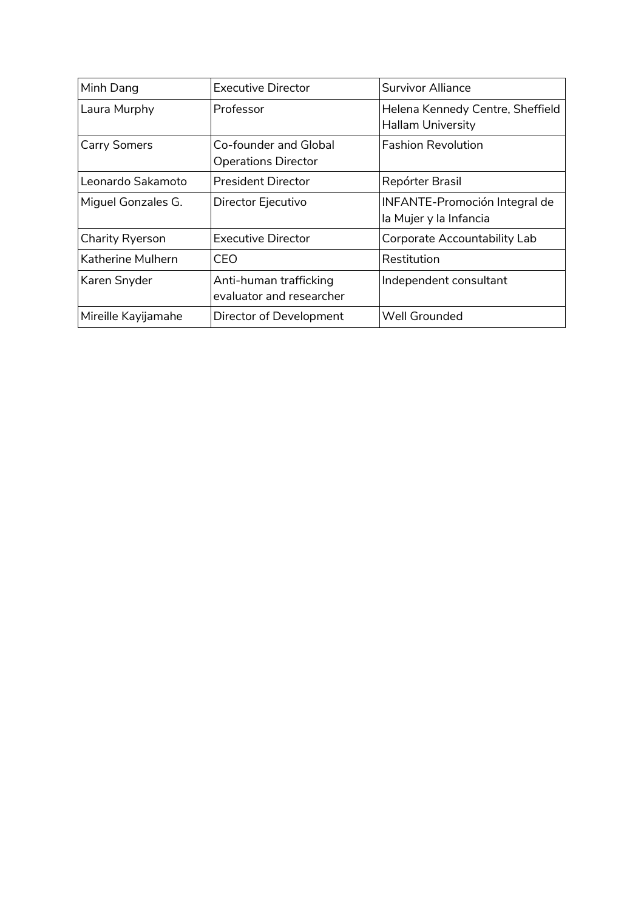| | | |
|---|---|---|
| Minh Dang | Executive Director | Survivor Alliance |
| Laura Murphy | Professor | Helena Kennedy Centre, Sheffield Hallam University |
| Carry Somers | Co-founder and Global Operations Director | Fashion Revolution |
| Leonardo Sakamoto | President Director | Repórter Brasil |
| Miguel Gonzales G. | Director Ejecutivo | INFANTE-Promoción Integral de la Mujer y la Infancia |
| Charity Ryerson | Executive Director | Corporate Accountability Lab |
| Katherine Mulhern | CEO | Restitution |
| Karen Snyder | Anti-human trafficking evaluator and researcher | Independent consultant |
| Mireille Kayijamahe | Director of Development | Well Grounded |